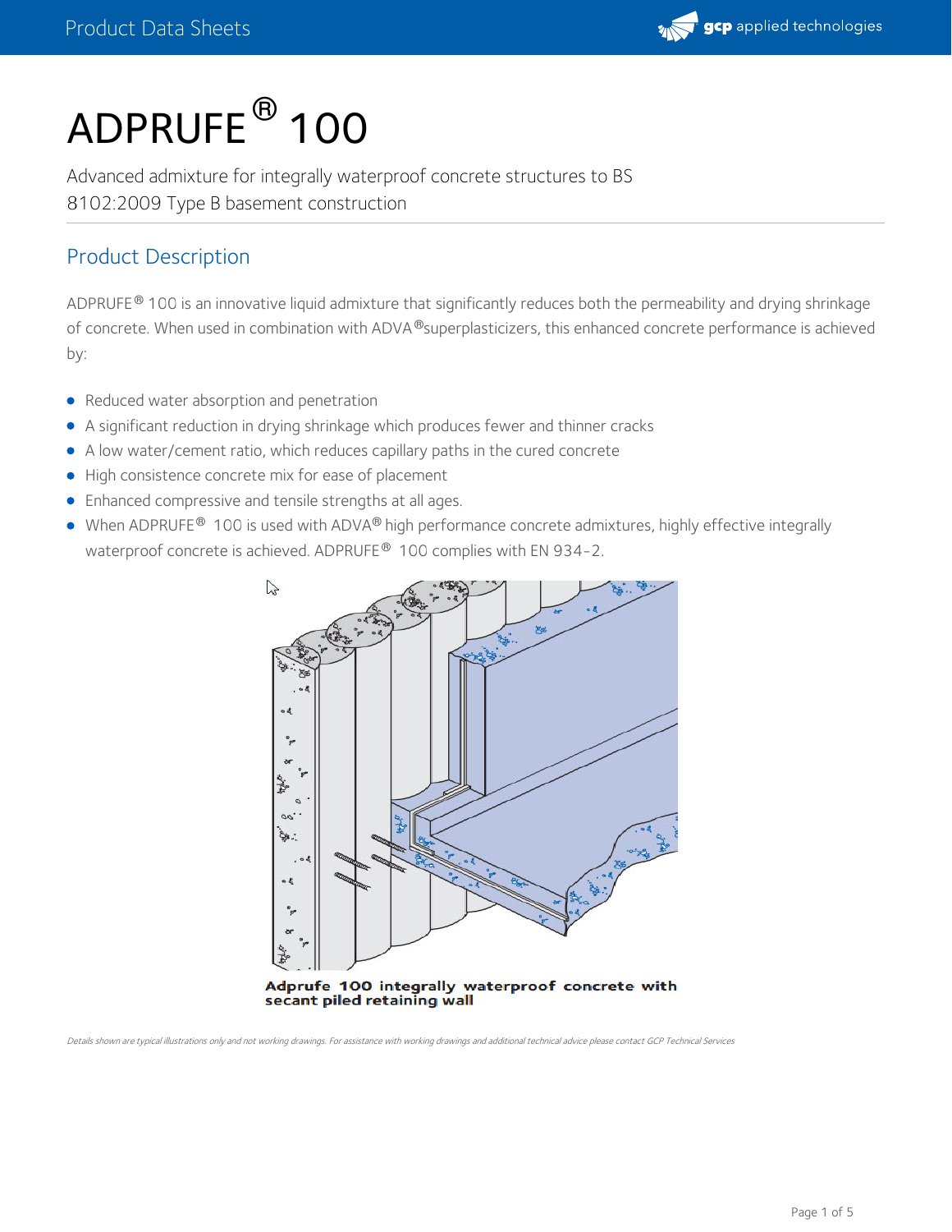# ADPRUFE® 100

Advanced admixture for integrally waterproof concrete structures to BS 8102:2009 Type B basement construction

## Product Description

ADPRUFE® 100 is an innovative liquid admixture that significantly reduces both the permeability and drying shrinkage of concrete. When used in combination with ADVA®superplasticizers, this enhanced concrete performance is achieved by:

- Reduced water absorption and penetration
- A significant reduction in drying shrinkage which produces fewer and thinner cracks
- A low water/cement ratio, which reduces capillary paths in the cured concrete
- High consistence concrete mix for ease of placement
- Enhanced compressive and tensile strengths at all ages.
- When ADPRUFE® 100 is used with ADVA® high performance concrete admixtures, highly effective integrally waterproof concrete is achieved. ADPRUFE® 100 complies with EN 934-2.

**Adprufe 100 integrally waterproof concrete with secant piled retaining wall**

*Details shown are typical illustrations only and not working drawings. For assistance with working drawings and additional technical advice please contact GCP Technical Services*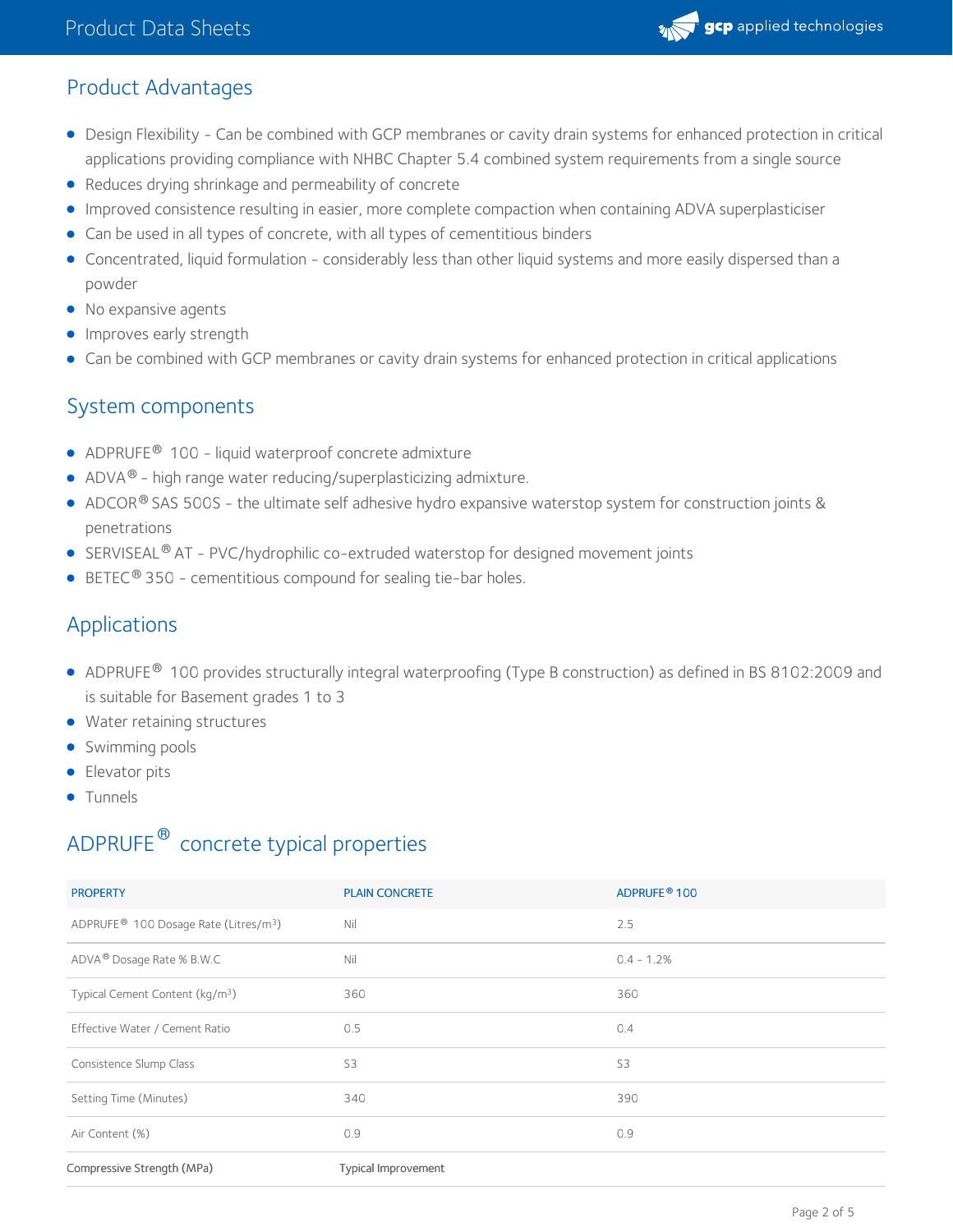## Product Advantages

- Design Flexibility - Can be combined with GCP membranes or cavity drain systems for enhanced protection in critical applications providing compliance with NHBC Chapter 5.4 combined system requirements from a single source
- Reduces drying shrinkage and permeability of concrete
- Improved consistence resulting in easier, more complete compaction when containing ADVA superplasticiser
- Can be used in all types of concrete, with all types of cementitious binders
- Concentrated, liquid formulation - considerably less than other liquid systems and more easily dispersed than a powder
- No expansive agents
- Improves early strength
- Can be combined with GCP membranes or cavity drain systems for enhanced protection in critical applications

## System components

- ADPRUFE® 100 - liquid waterproof concrete admixture
- ADVA® - high range water reducing/superplasticizing admixture.
- ADCOR® SAS 500S - the ultimate self adhesive hydro expansive waterstop system for construction joints & penetrations
- SERVISEAL® AT - PVC/hydrophilic co-extruded waterstop for designed movement joints
- BETEC® 350 - cementitious compound for sealing tie-bar holes.

## Applications

- ADPRUFE® 100 provides structurally integral waterproofing (Type B construction) as defined in BS 8102:2009 and is suitable for Basement grades 1 to 3
- Water retaining structures
- Swimming pools
- Elevator pits
- Tunnels

## ADPRUFE® concrete typical properties

| PROPERTY | PLAIN CONCRETE | ADPRUFE® 100 |
| --- | --- | --- |
| ADPRUFE® 100 Dosage Rate (Litres/m³) | Nil | 2.5 |
| ADVA® Dosage Rate % B.W.C | Nil | 0.4 - 1.2% |
| Typical Cement Content (kg/m³) | 360 | 360 |
| Effective Water / Cement Ratio | 0.5 | 0.4 |
| Consistence Slump Class | S3 | S3 |
| Setting Time (Minutes) | 340 | 390 |
| Air Content (%) | 0.9 | 0.9 |
| Compressive Strength (MPa) | Typical Improvement | |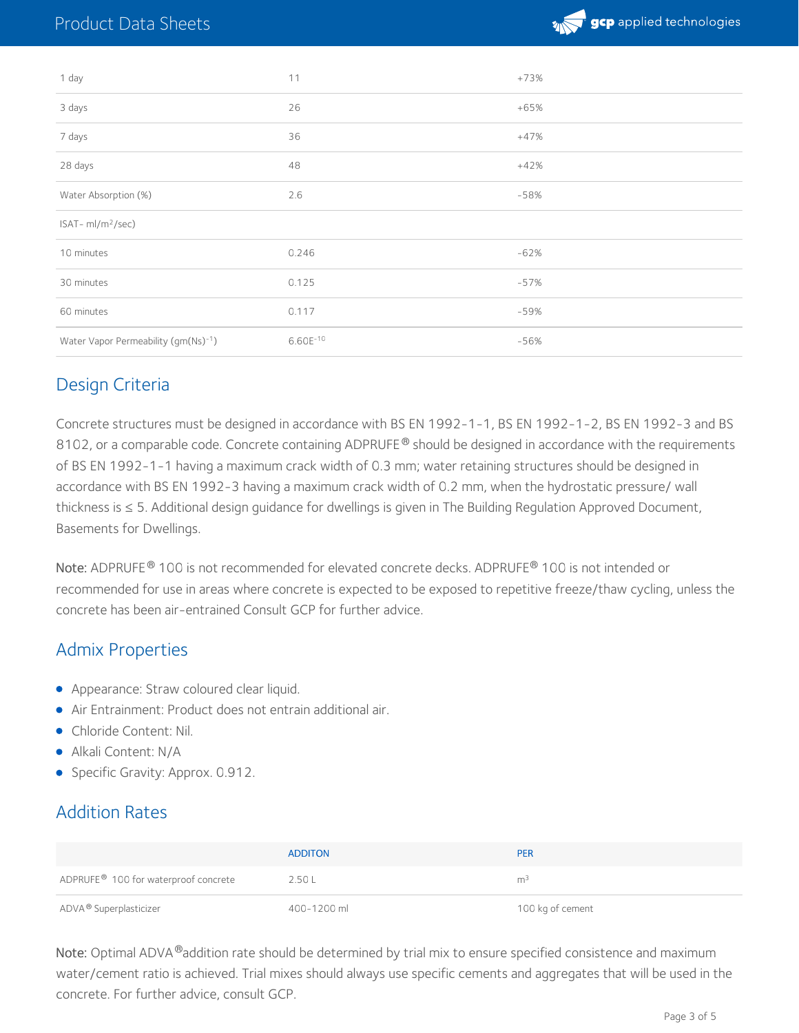| | | |
|---|---|---|
| 1 day | 11 | +73% |
| 3 days | 26 | +65% |
| 7 days | 36 | +47% |
| 28 days | 48 | +42% |
| Water Absorption (%) | 2.6 | -58% |
| ISAT- ml/m²/sec) | | |
| 10 minutes | 0.246 | -62% |
| 30 minutes | 0.125 | -57% |
| 60 minutes | 0.117 | -59% |
| Water Vapor Permeability $(gm(Ns)^{-1})$ | $6.60E^{-10}$ | -56% |

## Design Criteria

Concrete structures must be designed in accordance with BS EN 1992-1-1, BS EN 1992-1-2, BS EN 1992-3 and BS 8102, or a comparable code. Concrete containing ADPRUFE® should be designed in accordance with the requirements of BS EN 1992-1-1 having a maximum crack width of 0.3 mm; water retaining structures should be designed in accordance with BS EN 1992-3 having a maximum crack width of 0.2 mm, when the hydrostatic pressure/ wall thickness is ≤ 5. Additional design guidance for dwellings is given in The Building Regulation Approved Document, Basements for Dwellings.

**Note:** ADPRUFE® 100 is not recommended for elevated concrete decks. ADPRUFE® 100 is not intended or recommended for use in areas where concrete is expected to be exposed to repetitive freeze/thaw cycling, unless the concrete has been air-entrained Consult GCP for further advice.

## Admix Properties

- Appearance: Straw coloured clear liquid.
- Air Entrainment: Product does not entrain additional air.
- Chloride Content: Nil.
- Alkali Content: N/A
- Specific Gravity: Approx. 0.912.

## Addition Rates

| | ADDITON | PER |
|---|---|---|
| ADPRUFE® 100 for waterproof concrete | 2.50 L | $m^3$ |
| ADVA® Superplasticizer | 400-1200 ml | 100 kg of cement |

**Note:** Optimal ADVA®addition rate should be determined by trial mix to ensure specified consistence and maximum water/cement ratio is achieved. Trial mixes should always use specific cements and aggregates that will be used in the concrete. For further advice, consult GCP.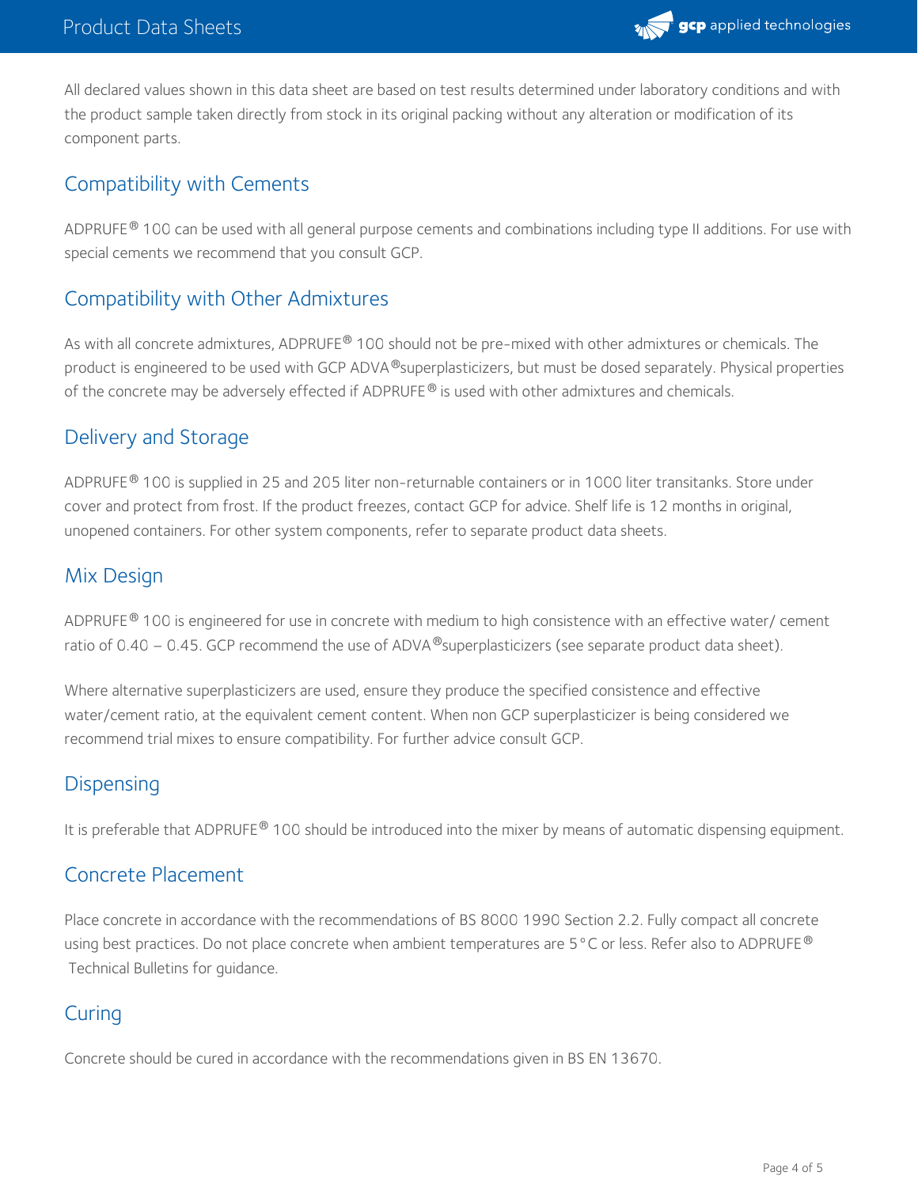All declared values shown in this data sheet are based on test results determined under laboratory conditions and with the product sample taken directly from stock in its original packing without any alteration or modification of its component parts.

## Compatibility with Cements

ADPRUFE® 100 can be used with all general purpose cements and combinations including type II additions. For use with special cements we recommend that you consult GCP.

## Compatibility with Other Admixtures

As with all concrete admixtures, ADPRUFE® 100 should not be pre-mixed with other admixtures or chemicals. The product is engineered to be used with GCP ADVA®superplasticizers, but must be dosed separately. Physical properties of the concrete may be adversely effected if ADPRUFE® is used with other admixtures and chemicals.

## Delivery and Storage

ADPRUFE® 100 is supplied in 25 and 205 liter non-returnable containers or in 1000 liter transitanks. Store under cover and protect from frost. If the product freezes, contact GCP for advice. Shelf life is 12 months in original, unopened containers. For other system components, refer to separate product data sheets.

## Mix Design

ADPRUFE® 100 is engineered for use in concrete with medium to high consistence with an effective water/ cement ratio of 0.40 – 0.45. GCP recommend the use of ADVA®superplasticizers (see separate product data sheet).

Where alternative superplasticizers are used, ensure they produce the specified consistence and effective water/cement ratio, at the equivalent cement content. When non GCP superplasticizer is being considered we recommend trial mixes to ensure compatibility. For further advice consult GCP.

## Dispensing

It is preferable that ADPRUFE® 100 should be introduced into the mixer by means of automatic dispensing equipment.

## Concrete Placement

Place concrete in accordance with the recommendations of BS 8000 1990 Section 2.2. Fully compact all concrete using best practices. Do not place concrete when ambient temperatures are 5°C or less. Refer also to ADPRUFE® Technical Bulletins for guidance.

## Curing

Concrete should be cured in accordance with the recommendations given in BS EN 13670.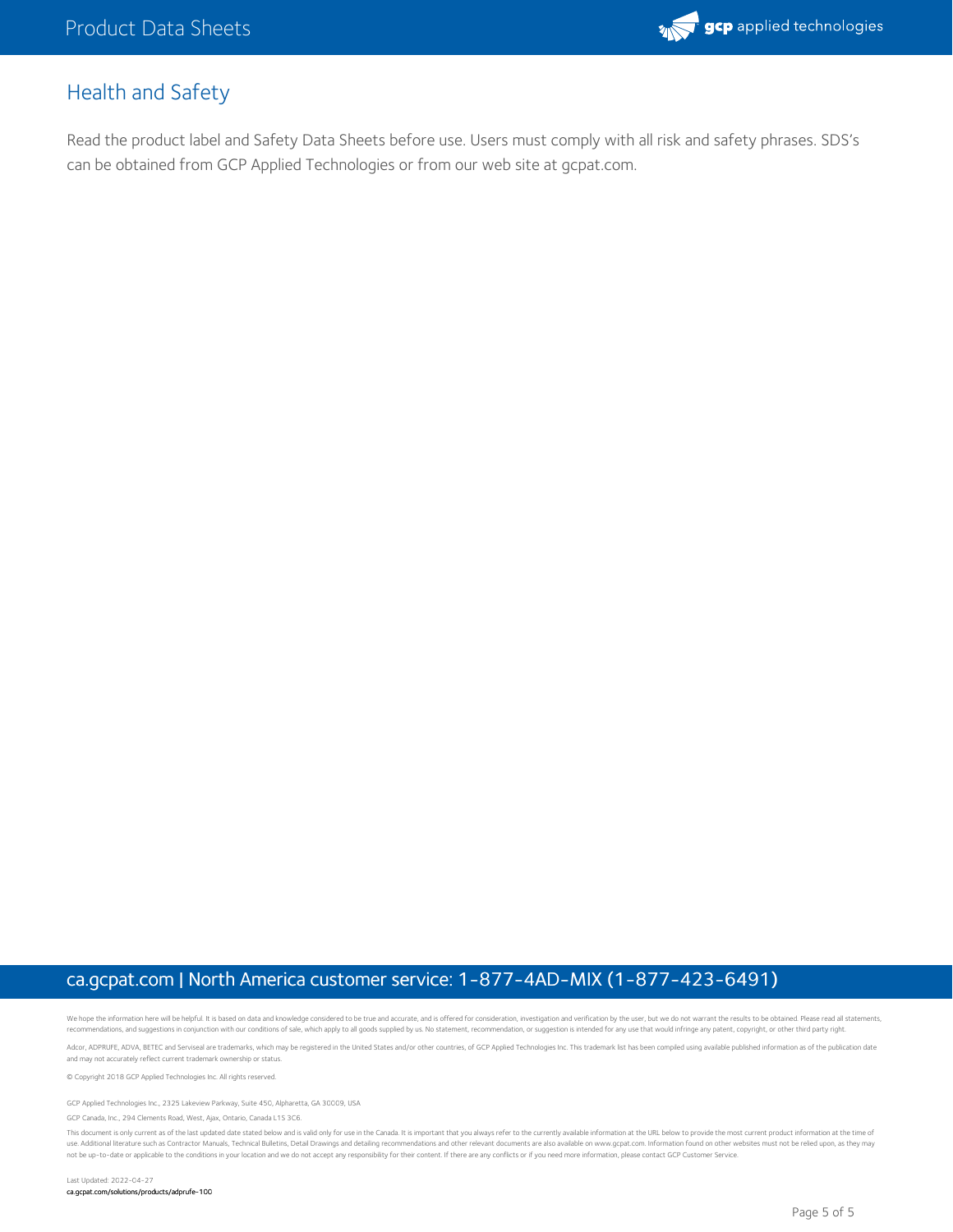## Health and Safety

Read the product label and Safety Data Sheets before use. Users must comply with all risk and safety phrases. SDS's can be obtained from GCP Applied Technologies or from our web site at gcpat.com.

ca.gcpat.com | North America customer service: 1-877-4AD-MIX (1-877-423-6491)

We hope the information here will be helpful. It is based on data and knowledge considered to be true and accurate, and is offered for consideration, investigation and verification by the user, but we do not warrant the results to be obtained. Please read all statements, recommendations, and suggestions in conjunction with our conditions of sale, which apply to all goods supplied by us. No statement, recommendation, or suggestion is intended for any use that would infringe any patent, copyright, or other third party right.

Adcor, ADPRUFE, ADVA, BETEC and Serviseal are trademarks, which may be registered in the United States and/or other countries, of GCP Applied Technologies Inc. This trademark list has been compiled using available published information as of the publication date and may not accurately reflect current trademark ownership or status.

© Copyright 2018 GCP Applied Technologies Inc. All rights reserved.

GCP Applied Technologies Inc., 2325 Lakeview Parkway, Suite 450, Alpharetta, GA 30009, USA

GCP Canada, Inc., 294 Clements Road, West, Ajax, Ontario, Canada L1S 3C6.

This document is only current as of the last updated date stated below and is valid only for use in the Canada. It is important that you always refer to the currently available information at the URL below to provide the most current product information at the time of use. Additional literature such as Contractor Manuals, Technical Bulletins, Detail Drawings and detailing recommendations and other relevant documents are also available on www.gcpat.com. Information found on other websites must not be relied upon, as they may not be up-to-date or applicable to the conditions in your location and we do not accept any responsibility for their content. If there are any conflicts or if you need more information, please contact GCP Customer Service.

Last Updated: 2022-04-27

ca.gcpat.com/solutions/products/adprufe-100